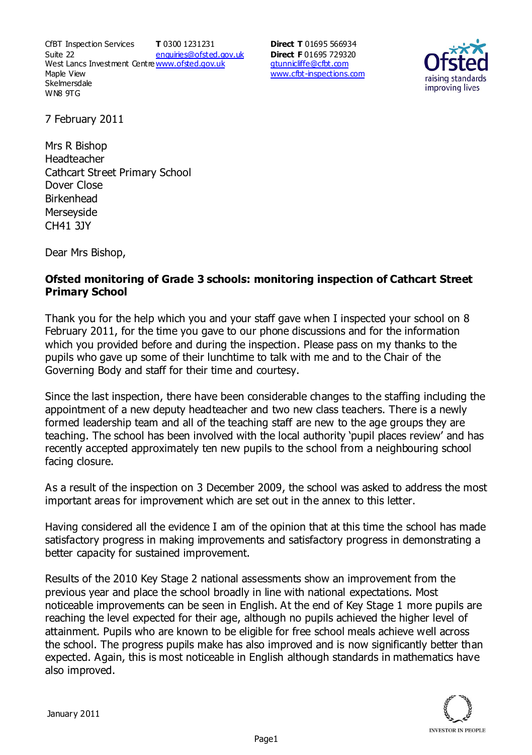CfBT Inspection Services
Suite 22
West Lands Investment Centre
Maple View
Skelmersdale
WN8 9TG

**T** 0300 1231231
enquiries@ofsted.gov.uk
www.ofsted.gov.uk

**Direct T** 01695 566934
**Direct F** 01695 729320
gtunnicliffe@cfbt.com
www.cfbt-inspections.com

7 February 2011

Mrs R Bishop
Headteacher
Cathcart Street Primary School
Dover Close
Birkenhead
Merseyside
CH41 3JY

Dear Mrs Bishop,

**Ofsted monitoring of Grade 3 schools: monitoring inspection of Cathcart Street Primary School**

Thank you for the help which you and your staff gave when I inspected your school on 8 February 2011, for the time you gave to our phone discussions and for the information which you provided before and during the inspection. Please pass on my thanks to the pupils who gave up some of their lunchtime to talk with me and to the Chair of the Governing Body and staff for their time and courtesy.

Since the last inspection, there have been considerable changes to the staffing including the appointment of a new deputy headteacher and two new class teachers. There is a newly formed leadership team and all of the teaching staff are new to the age groups they are teaching. The school has been involved with the local authority 'pupil places review' and has recently accepted approximately ten new pupils to the school from a neighbouring school facing closure.

As a result of the inspection on 3 December 2009, the school was asked to address the most important areas for improvement which are set out in the annex to this letter.

Having considered all the evidence I am of the opinion that at this time the school has made satisfactory progress in making improvements and satisfactory progress in demonstrating a better capacity for sustained improvement.

Results of the 2010 Key Stage 2 national assessments show an improvement from the previous year and place the school broadly in line with national expectations. Most noticeable improvements can be seen in English. At the end of Key Stage 1 more pupils are reaching the level expected for their age, although no pupils achieved the higher level of attainment. Pupils who are known to be eligible for free school meals achieve well across the school. The progress pupils make has also improved and is now significantly better than expected. Again, this is most noticeable in English although standards in mathematics have also improved.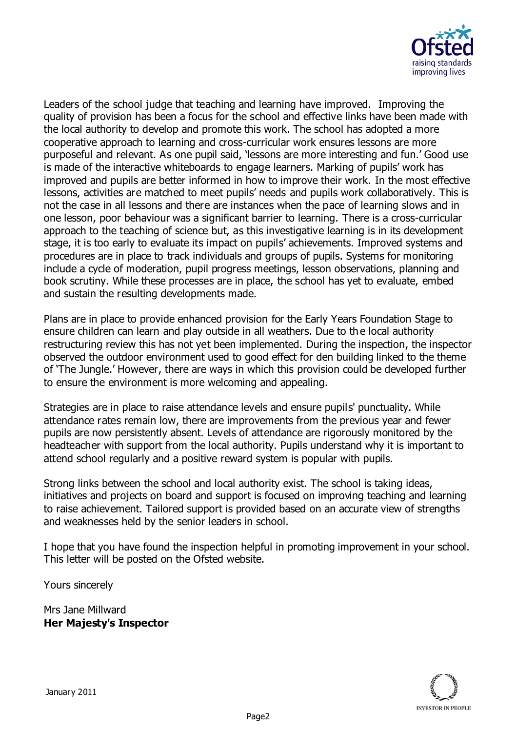Leaders of the school judge that teaching and learning have improved. Improving the quality of provision has been a focus for the school and effective links have been made with the local authority to develop and promote this work. The school has adopted a more cooperative approach to learning and cross-curricular work ensures lessons are more purposeful and relevant. As one pupil said, 'lessons are more interesting and fun.' Good use is made of the interactive whiteboards to engage learners. Marking of pupils' work has improved and pupils are better informed in how to improve their work. In the most effective lessons, activities are matched to meet pupils' needs and pupils work collaboratively. This is not the case in all lessons and there are instances when the pace of learning slows and in one lesson, poor behaviour was a significant barrier to learning. There is a cross-curricular approach to the teaching of science but, as this investigative learning is in its development stage, it is too early to evaluate its impact on pupils' achievements. Improved systems and procedures are in place to track individuals and groups of pupils. Systems for monitoring include a cycle of moderation, pupil progress meetings, lesson observations, planning and book scrutiny. While these processes are in place, the school has yet to evaluate, embed and sustain the resulting developments made.

Plans are in place to provide enhanced provision for the Early Years Foundation Stage to ensure children can learn and play outside in all weathers. Due to the local authority restructuring review this has not yet been implemented. During the inspection, the inspector observed the outdoor environment used to good effect for den building linked to the theme of 'The Jungle.' However, there are ways in which this provision could be developed further to ensure the environment is more welcoming and appealing.

Strategies are in place to raise attendance levels and ensure pupils' punctuality. While attendance rates remain low, there are improvements from the previous year and fewer pupils are now persistently absent. Levels of attendance are rigorously monitored by the headteacher with support from the local authority. Pupils understand why it is important to attend school regularly and a positive reward system is popular with pupils.

Strong links between the school and local authority exist. The school is taking ideas, initiatives and projects on board and support is focused on improving teaching and learning to raise achievement. Tailored support is provided based on an accurate view of strengths and weaknesses held by the senior leaders in school.

I hope that you have found the inspection helpful in promoting improvement in your school. This letter will be posted on the Ofsted website.

Yours sincerely

Mrs Jane Millward
**Her Majesty's Inspector**

January 2011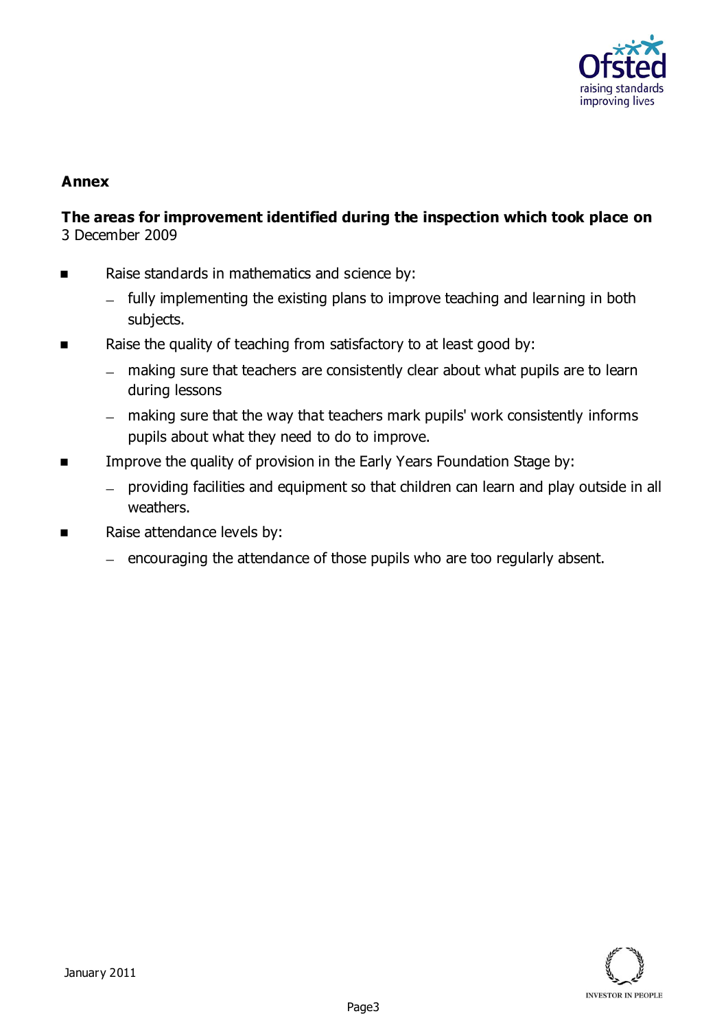**Annex**

**The areas for improvement identified during the inspection which took place on** 3 December 2009

- Raise standards in mathematics and science by:
  - fully implementing the existing plans to improve teaching and learning in both subjects.
- Raise the quality of teaching from satisfactory to at least good by:
  - making sure that teachers are consistently clear about what pupils are to learn during lessons
  - making sure that the way that teachers mark pupils' work consistently informs pupils about what they need to do to improve.
- Improve the quality of provision in the Early Years Foundation Stage by:
  - providing facilities and equipment so that children can learn and play outside in all weathers.
- Raise attendance levels by:
  - encouraging the attendance of those pupils who are too regularly absent.